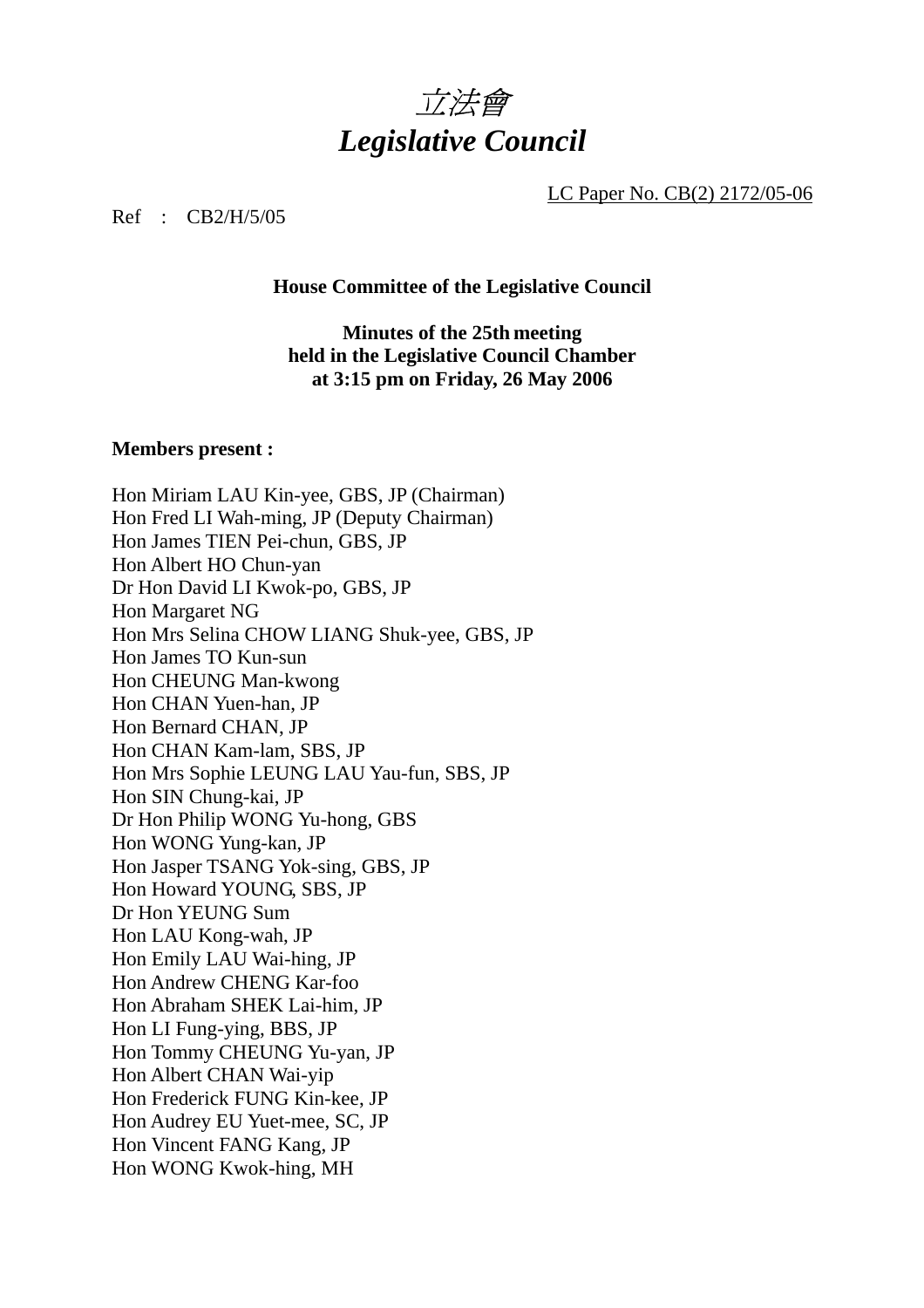# *立法會*
# *Legislative Council*

LC Paper No. CB(2) 2172/05-06

Ref : CB2/H/5/05

**House Committee of the Legislative Council**

**Minutes of the 25th meeting**
**held in the Legislative Council Chamber**
**at 3:15 pm on Friday, 26 May 2006**

**Members present :**

Hon Miriam LAU Kin-yee, GBS, JP (Chairman)
Hon Fred LI Wah-ming, JP (Deputy Chairman)
Hon James TIEN Pei-chun, GBS, JP
Hon Albert HO Chun-yan
Dr Hon David LI Kwok-po, GBS, JP
Hon Margaret NG
Hon Mrs Selina CHOW LIANG Shuk-yee, GBS, JP
Hon James TO Kun-sun
Hon CHEUNG Man-kwong
Hon CHAN Yuen-han, JP
Hon Bernard CHAN, JP
Hon CHAN Kam-lam, SBS, JP
Hon Mrs Sophie LEUNG LAU Yau-fun, SBS, JP
Hon SIN Chung-kai, JP
Dr Hon Philip WONG Yu-hong, GBS
Hon WONG Yung-kan, JP
Hon Jasper TSANG Yok-sing, GBS, JP
Hon Howard YOUNG, SBS, JP
Dr Hon YEUNG Sum
Hon LAU Kong-wah, JP
Hon Emily LAU Wai-hing, JP
Hon Andrew CHENG Kar-foo
Hon Abraham SHEK Lai-him, JP
Hon LI Fung-ying, BBS, JP
Hon Tommy CHEUNG Yu-yan, JP
Hon Albert CHAN Wai-yip
Hon Frederick FUNG Kin-kee, JP
Hon Audrey EU Yuet-mee, SC, JP
Hon Vincent FANG Kang, JP
Hon WONG Kwok-hing, MH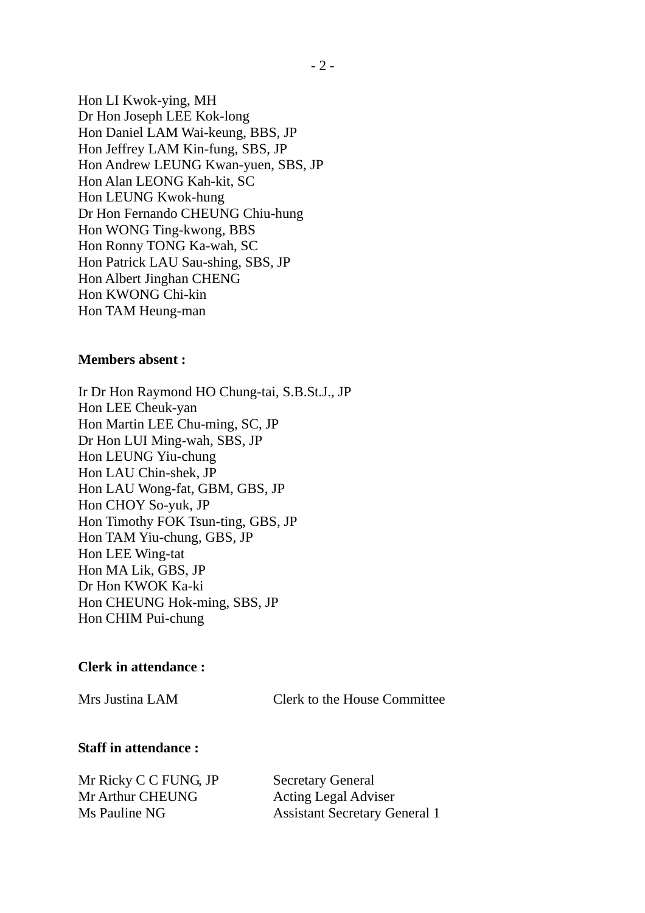Hon LI Kwok-ying, MH
Dr Hon Joseph LEE Kok-long
Hon Daniel LAM Wai-keung, BBS, JP
Hon Jeffrey LAM Kin-fung, SBS, JP
Hon Andrew LEUNG Kwan-yuen, SBS, JP
Hon Alan LEONG Kah-kit, SC
Hon LEUNG Kwok-hung
Dr Hon Fernando CHEUNG Chiu-hung
Hon WONG Ting-kwong, BBS
Hon Ronny TONG Ka-wah, SC
Hon Patrick LAU Sau-shing, SBS, JP
Hon Albert Jinghan CHENG
Hon KWONG Chi-kin
Hon TAM Heung-man

**Members absent :**

Ir Dr Hon Raymond HO Chung-tai, S.B.St.J., JP
Hon LEE Cheuk-yan
Hon Martin LEE Chu-ming, SC, JP
Dr Hon LUI Ming-wah, SBS, JP
Hon LEUNG Yiu-chung
Hon LAU Chin-shek, JP
Hon LAU Wong-fat, GBM, GBS, JP
Hon CHOY So-yuk, JP
Hon Timothy FOK Tsun-ting, GBS, JP
Hon TAM Yiu-chung, GBS, JP
Hon LEE Wing-tat
Hon MA Lik, GBS, JP
Dr Hon KWOK Ka-ki
Hon CHEUNG Hok-ming, SBS, JP
Hon CHIM Pui-chung

**Clerk in attendance :**

| | |
|---|---|
| Mrs Justina LAM | Clerk to the House Committee |

**Staff in attendance :**

| | |
|---|---|
| Mr Ricky C C FUNG, JP | Secretary General |
| Mr Arthur CHEUNG | Acting Legal Adviser |
| Ms Pauline NG | Assistant Secretary General 1 |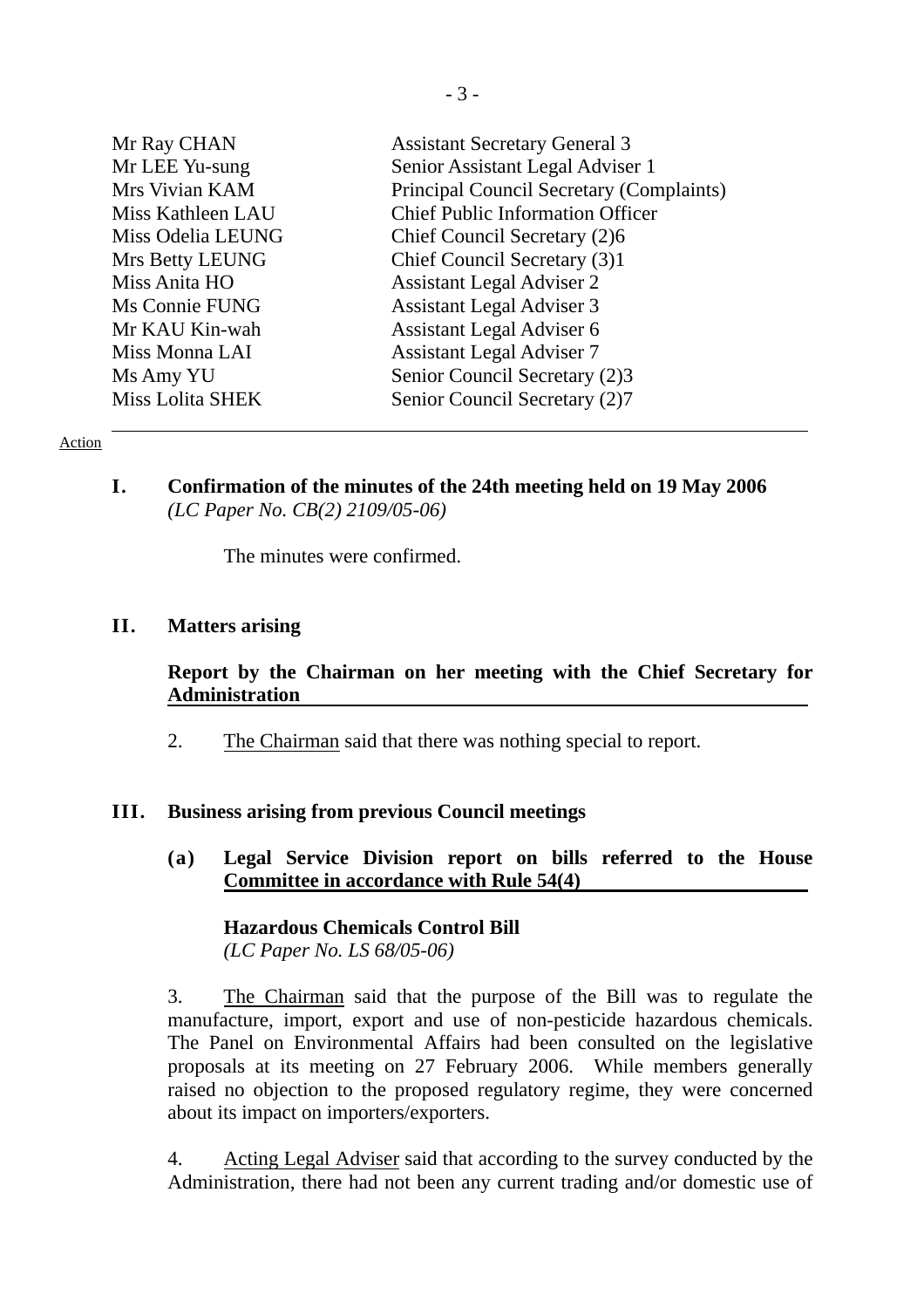| | |
|---|---|
| Mr Ray CHAN | Assistant Secretary General 3 |
| Mr LEE Yu-sung | Senior Assistant Legal Adviser 1 |
| Mrs Vivian KAM | Principal Council Secretary (Complaints) |
| Miss Kathleen LAU | Chief Public Information Officer |
| Miss Odelia LEUNG | Chief Council Secretary (2)6 |
| Mrs Betty LEUNG | Chief Council Secretary (3)1 |
| Miss Anita HO | Assistant Legal Adviser 2 |
| Ms Connie FUNG | Assistant Legal Adviser 3 |
| Mr KAU Kin-wah | Assistant Legal Adviser 6 |
| Miss Monna LAI | Assistant Legal Adviser 7 |
| Ms Amy YU | Senior Council Secretary (2)3 |
| Miss Lolita SHEK | Senior Council Secretary (2)7 |

Action

## I. Confirmation of the minutes of the 24th meeting held on 19 May 2006
*(LC Paper No. CB(2) 2109/05-06)*

The minutes were confirmed.

## II. Matters arising

**Report by the Chairman on her meeting with the Chief Secretary for Administration**

2. The Chairman said that there was nothing special to report.

## III. Business arising from previous Council meetings

### (a) Legal Service Division report on bills referred to the House Committee in accordance with Rule 54(4)

**Hazardous Chemicals Control Bill**
*(LC Paper No. LS 68/05-06)*

3. The Chairman said that the purpose of the Bill was to regulate the manufacture, import, export and use of non-pesticide hazardous chemicals. The Panel on Environmental Affairs had been consulted on the legislative proposals at its meeting on 27 February 2006. While members generally raised no objection to the proposed regulatory regime, they were concerned about its impact on importers/exporters.

4. Acting Legal Adviser said that according to the survey conducted by the Administration, there had not been any current trading and/or domestic use of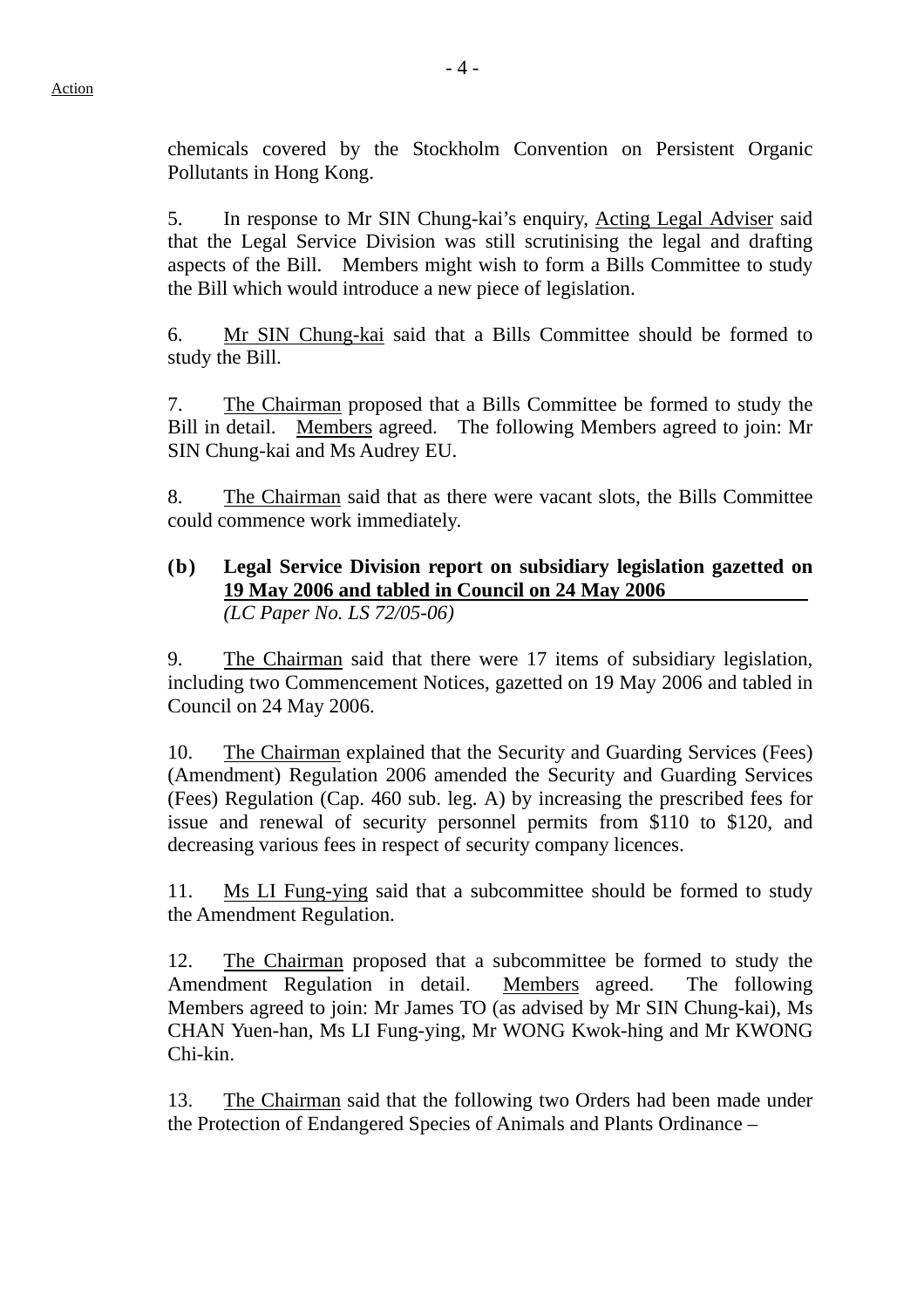chemicals covered by the Stockholm Convention on Persistent Organic Pollutants in Hong Kong.

5. In response to Mr SIN Chung-kai's enquiry, Acting Legal Adviser said that the Legal Service Division was still scrutinising the legal and drafting aspects of the Bill. Members might wish to form a Bills Committee to study the Bill which would introduce a new piece of legislation.

6. Mr SIN Chung-kai said that a Bills Committee should be formed to study the Bill.

7. The Chairman proposed that a Bills Committee be formed to study the Bill in detail. Members agreed. The following Members agreed to join: Mr SIN Chung-kai and Ms Audrey EU.

8. The Chairman said that as there were vacant slots, the Bills Committee could commence work immediately.

**(b) Legal Service Division report on subsidiary legislation gazetted on 19 May 2006 and tabled in Council on 24 May 2006**
*(LC Paper No. LS 72/05-06)*

9. The Chairman said that there were 17 items of subsidiary legislation, including two Commencement Notices, gazetted on 19 May 2006 and tabled in Council on 24 May 2006.

10. The Chairman explained that the Security and Guarding Services (Fees) (Amendment) Regulation 2006 amended the Security and Guarding Services (Fees) Regulation (Cap. 460 sub. leg. A) by increasing the prescribed fees for issue and renewal of security personnel permits from $110 to $120, and decreasing various fees in respect of security company licences.

11. Ms LI Fung-ying said that a subcommittee should be formed to study the Amendment Regulation.

12. The Chairman proposed that a subcommittee be formed to study the Amendment Regulation in detail. Members agreed. The following Members agreed to join: Mr James TO (as advised by Mr SIN Chung-kai), Ms CHAN Yuen-han, Ms LI Fung-ying, Mr WONG Kwok-hing and Mr KWONG Chi-kin.

13. The Chairman said that the following two Orders had been made under the Protection of Endangered Species of Animals and Plants Ordinance –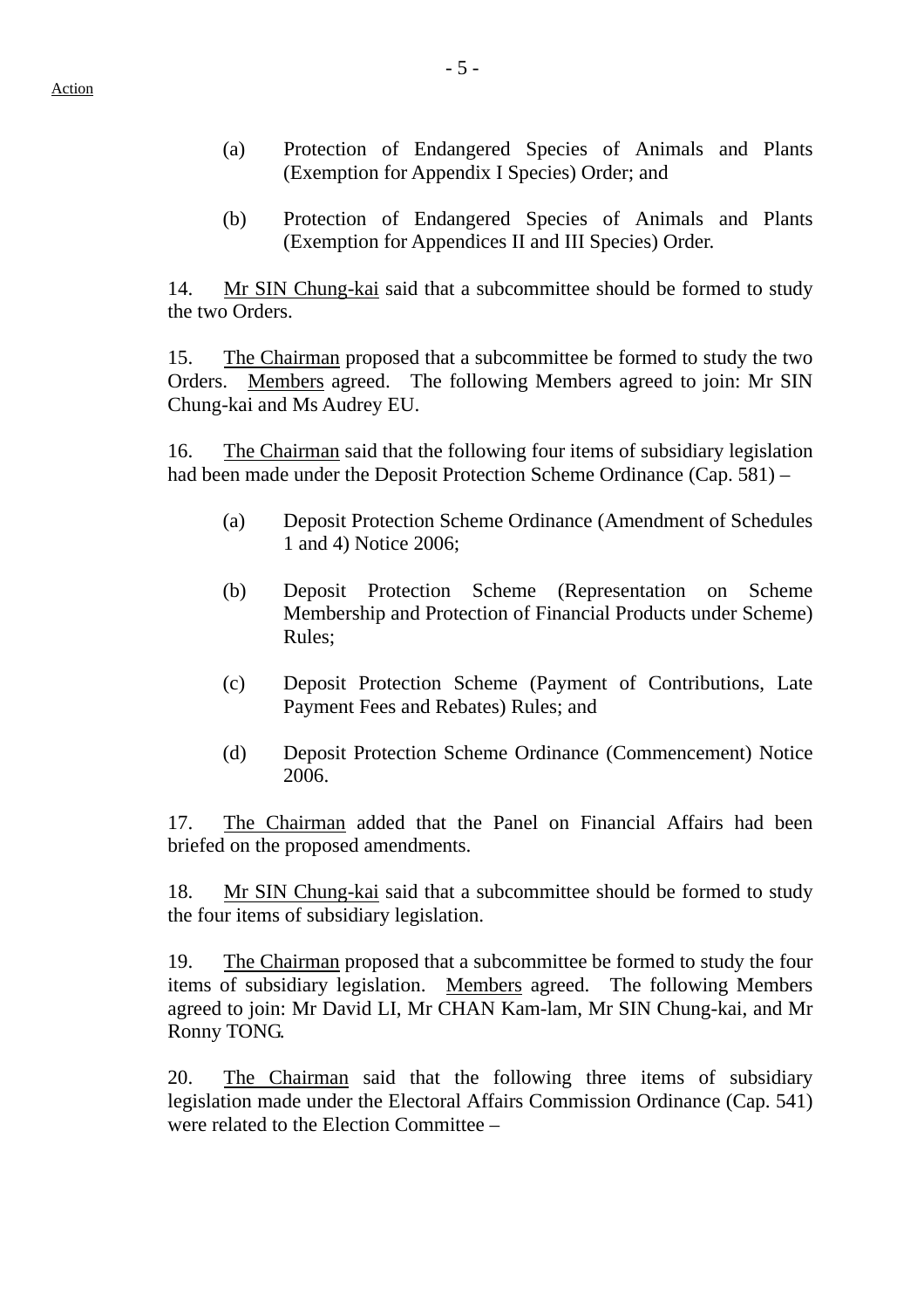Action

(a) Protection of Endangered Species of Animals and Plants (Exemption for Appendix I Species) Order; and

(b) Protection of Endangered Species of Animals and Plants (Exemption for Appendices II and III Species) Order.

14. Mr SIN Chung-kai said that a subcommittee should be formed to study the two Orders.

15. The Chairman proposed that a subcommittee be formed to study the two Orders. Members agreed. The following Members agreed to join: Mr SIN Chung-kai and Ms Audrey EU.

16. The Chairman said that the following four items of subsidiary legislation had been made under the Deposit Protection Scheme Ordinance (Cap. 581) –

(a) Deposit Protection Scheme Ordinance (Amendment of Schedules 1 and 4) Notice 2006;

(b) Deposit Protection Scheme (Representation on Scheme Membership and Protection of Financial Products under Scheme) Rules;

(c) Deposit Protection Scheme (Payment of Contributions, Late Payment Fees and Rebates) Rules; and

(d) Deposit Protection Scheme Ordinance (Commencement) Notice 2006.

17. The Chairman added that the Panel on Financial Affairs had been briefed on the proposed amendments.

18. Mr SIN Chung-kai said that a subcommittee should be formed to study the four items of subsidiary legislation.

19. The Chairman proposed that a subcommittee be formed to study the four items of subsidiary legislation. Members agreed. The following Members agreed to join: Mr David LI, Mr CHAN Kam-lam, Mr SIN Chung-kai, and Mr Ronny TONG.

20. The Chairman said that the following three items of subsidiary legislation made under the Electoral Affairs Commission Ordinance (Cap. 541) were related to the Election Committee –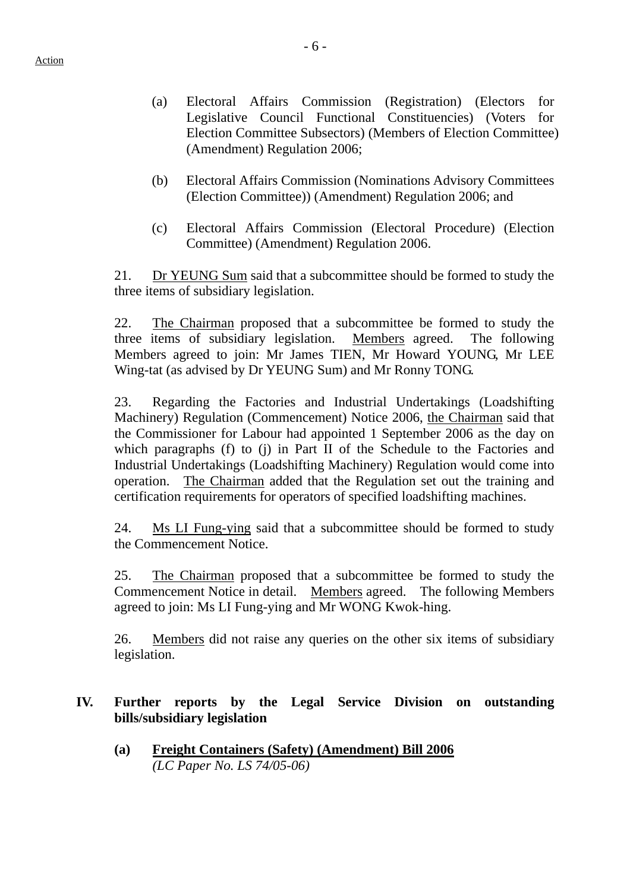(a) Electoral Affairs Commission (Registration) (Electors for Legislative Council Functional Constituencies) (Voters for Election Committee Subsectors) (Members of Election Committee) (Amendment) Regulation 2006;

(b) Electoral Affairs Commission (Nominations Advisory Committees (Election Committee)) (Amendment) Regulation 2006; and

(c) Electoral Affairs Commission (Electoral Procedure) (Election Committee) (Amendment) Regulation 2006.

21. Dr YEUNG Sum said that a subcommittee should be formed to study the three items of subsidiary legislation.

22. The Chairman proposed that a subcommittee be formed to study the three items of subsidiary legislation. Members agreed. The following Members agreed to join: Mr James TIEN, Mr Howard YOUNG, Mr LEE Wing-tat (as advised by Dr YEUNG Sum) and Mr Ronny TONG.

23. Regarding the Factories and Industrial Undertakings (Loadshifting Machinery) Regulation (Commencement) Notice 2006, the Chairman said that the Commissioner for Labour had appointed 1 September 2006 as the day on which paragraphs (f) to (j) in Part II of the Schedule to the Factories and Industrial Undertakings (Loadshifting Machinery) Regulation would come into operation. The Chairman added that the Regulation set out the training and certification requirements for operators of specified loadshifting machines.

24. Ms LI Fung-ying said that a subcommittee should be formed to study the Commencement Notice.

25. The Chairman proposed that a subcommittee be formed to study the Commencement Notice in detail. Members agreed. The following Members agreed to join: Ms LI Fung-ying and Mr WONG Kwok-hing.

26. Members did not raise any queries on the other six items of subsidiary legislation.

## IV. Further reports by the Legal Service Division on outstanding bills/subsidiary legislation

### (a) Freight Containers (Safety) (Amendment) Bill 2006

*(LC Paper No. LS 74/05-06)*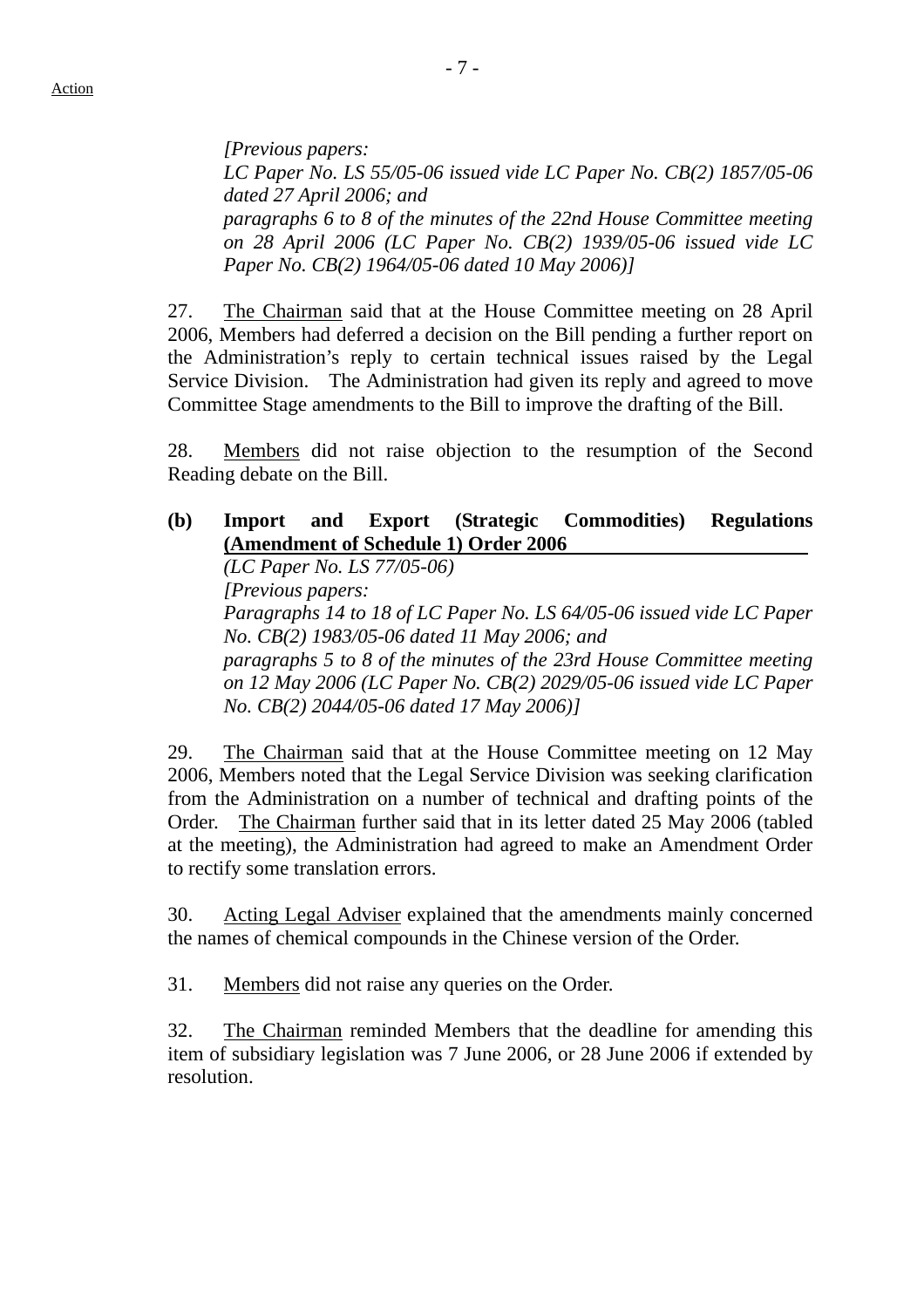*[Previous papers:*
*LC Paper No. LS 55/05-06 issued vide LC Paper No. CB(2) 1857/05-06 dated 27 April 2006; and*
*paragraphs 6 to 8 of the minutes of the 22nd House Committee meeting on 28 April 2006 (LC Paper No. CB(2) 1939/05-06 issued vide LC Paper No. CB(2) 1964/05-06 dated 10 May 2006)]*

27. The Chairman said that at the House Committee meeting on 28 April 2006, Members had deferred a decision on the Bill pending a further report on the Administration's reply to certain technical issues raised by the Legal Service Division. The Administration had given its reply and agreed to move Committee Stage amendments to the Bill to improve the drafting of the Bill.

28. Members did not raise objection to the resumption of the Second Reading debate on the Bill.

**(b) Import and Export (Strategic Commodities) Regulations (Amendment of Schedule 1) Order 2006**

*(LC Paper No. LS 77/05-06)*
*[Previous papers:*
*Paragraphs 14 to 18 of LC Paper No. LS 64/05-06 issued vide LC Paper No. CB(2) 1983/05-06 dated 11 May 2006; and*
*paragraphs 5 to 8 of the minutes of the 23rd House Committee meeting on 12 May 2006 (LC Paper No. CB(2) 2029/05-06 issued vide LC Paper No. CB(2) 2044/05-06 dated 17 May 2006)]*

29. The Chairman said that at the House Committee meeting on 12 May 2006, Members noted that the Legal Service Division was seeking clarification from the Administration on a number of technical and drafting points of the Order. The Chairman further said that in its letter dated 25 May 2006 (tabled at the meeting), the Administration had agreed to make an Amendment Order to rectify some translation errors.

30. Acting Legal Adviser explained that the amendments mainly concerned the names of chemical compounds in the Chinese version of the Order.

31. Members did not raise any queries on the Order.

32. The Chairman reminded Members that the deadline for amending this item of subsidiary legislation was 7 June 2006, or 28 June 2006 if extended by resolution.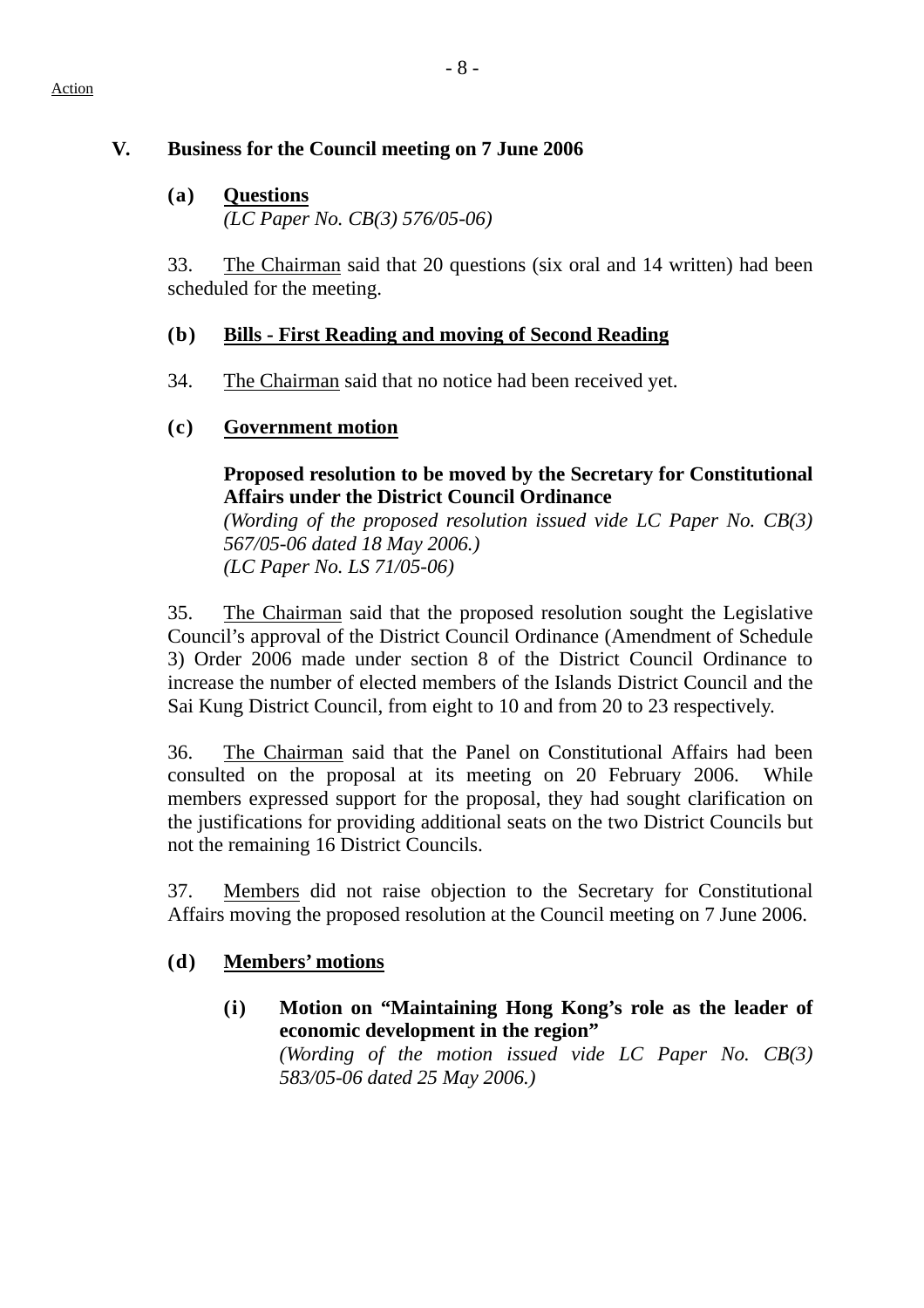Action

## V. Business for the Council meeting on 7 June 2006

### (a) Questions

*(LC Paper No. CB(3) 576/05-06)*

33. The Chairman said that 20 questions (six oral and 14 written) had been scheduled for the meeting.

### (b) Bills - First Reading and moving of Second Reading

34. The Chairman said that no notice had been received yet.

### (c) Government motion

**Proposed resolution to be moved by the Secretary for Constitutional Affairs under the District Council Ordinance**

*(Wording of the proposed resolution issued vide LC Paper No. CB(3) 567/05-06 dated 18 May 2006.)*

*(LC Paper No. LS 71/05-06)*

35. The Chairman said that the proposed resolution sought the Legislative Council's approval of the District Council Ordinance (Amendment of Schedule 3) Order 2006 made under section 8 of the District Council Ordinance to increase the number of elected members of the Islands District Council and the Sai Kung District Council, from eight to 10 and from 20 to 23 respectively.

36. The Chairman said that the Panel on Constitutional Affairs had been consulted on the proposal at its meeting on 20 February 2006. While members expressed support for the proposal, they had sought clarification on the justifications for providing additional seats on the two District Councils but not the remaining 16 District Councils.

37. Members did not raise objection to the Secretary for Constitutional Affairs moving the proposed resolution at the Council meeting on 7 June 2006.

### (d) Members' motions

**(i) Motion on "Maintaining Hong Kong's role as the leader of economic development in the region"**

*(Wording of the motion issued vide LC Paper No. CB(3) 583/05-06 dated 25 May 2006.)*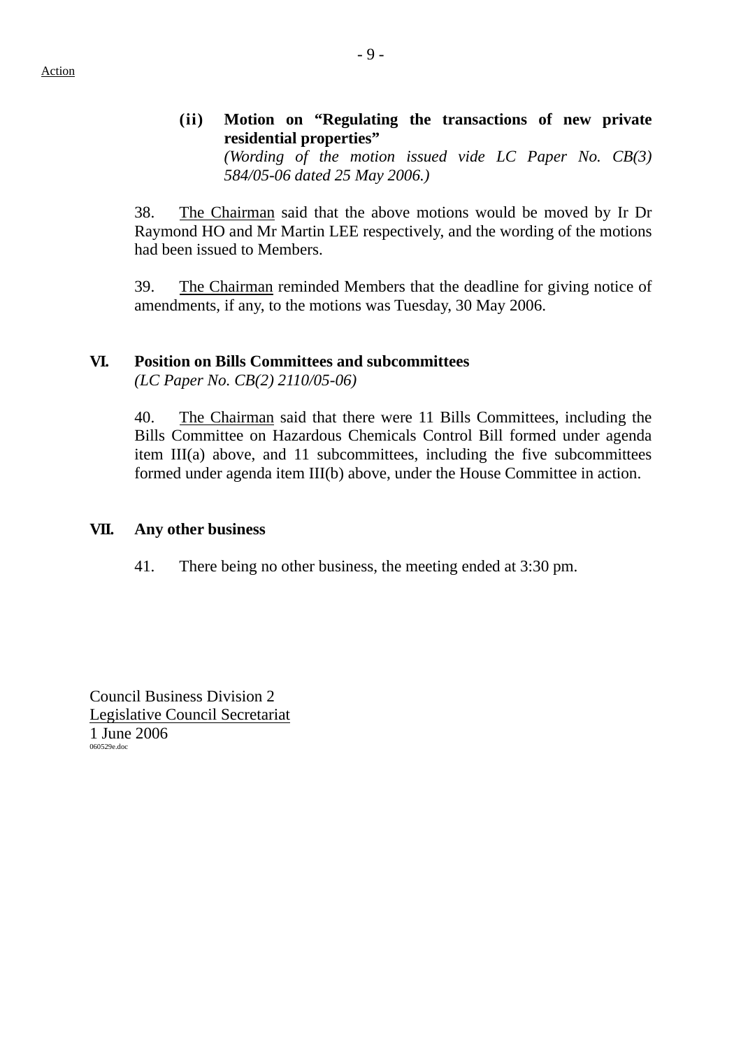Action

**(ii) Motion on "Regulating the transactions of new private residential properties"**
*(Wording of the motion issued vide LC Paper No. CB(3) 584/05-06 dated 25 May 2006.)*

38. The Chairman said that the above motions would be moved by Ir Dr Raymond HO and Mr Martin LEE respectively, and the wording of the motions had been issued to Members.

39. The Chairman reminded Members that the deadline for giving notice of amendments, if any, to the motions was Tuesday, 30 May 2006.

## VI. Position on Bills Committees and subcommittees

*(LC Paper No. CB(2) 2110/05-06)*

40. The Chairman said that there were 11 Bills Committees, including the Bills Committee on Hazardous Chemicals Control Bill formed under agenda item III(a) above, and 11 subcommittees, including the five subcommittees formed under agenda item III(b) above, under the House Committee in action.

## VII. Any other business

41. There being no other business, the meeting ended at 3:30 pm.

Council Business Division 2
Legislative Council Secretariat
1 June 2006
060529e.doc